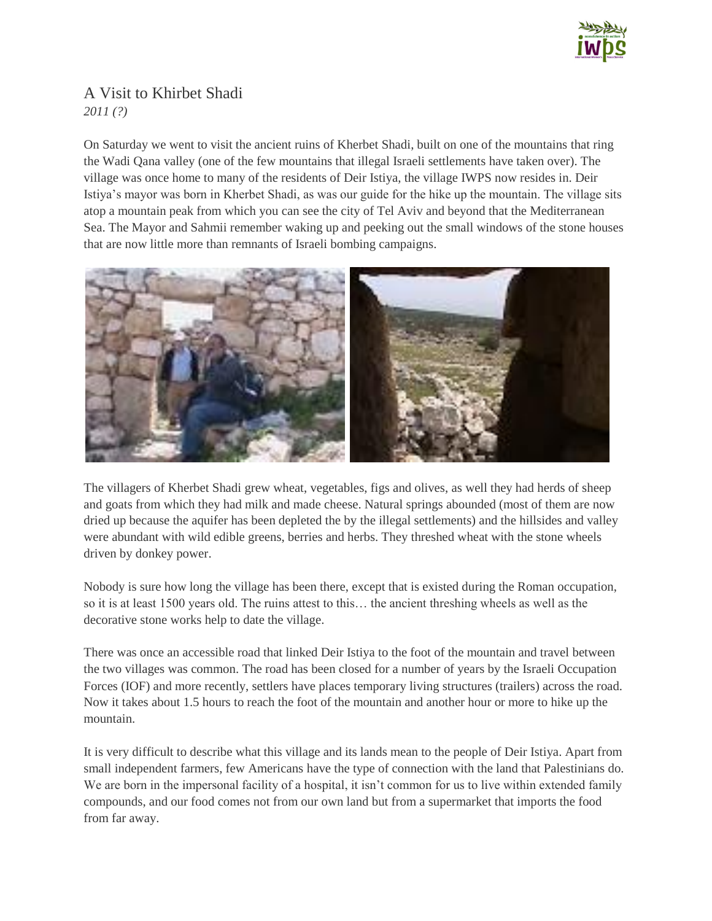# A Visit to Khirbet Shadi

*2011 (?)*

On Saturday we went to visit the ancient ruins of Kherbet Shadi, built on one of the mountains that ring the Wadi Qana valley (one of the few mountains that illegal Israeli settlements have taken over). The village was once home to many of the residents of Deir Istiya, the village IWPS now resides in. Deir Istiya's mayor was born in Kherbet Shadi, as was our guide for the hike up the mountain. The village sits atop a mountain peak from which you can see the city of Tel Aviv and beyond that the Mediterranean Sea. The Mayor and Sahmii remember waking up and peeking out the small windows of the stone houses that are now little more than remnants of Israeli bombing campaigns.

The villagers of Kherbet Shadi grew wheat, vegetables, figs and olives, as well they had herds of sheep and goats from which they had milk and made cheese. Natural springs abounded (most of them are now dried up because the aquifer has been depleted the by the illegal settlements) and the hillsides and valley were abundant with wild edible greens, berries and herbs. They threshed wheat with the stone wheels driven by donkey power.

Nobody is sure how long the village has been there, except that is existed during the Roman occupation, so it is at least 1500 years old. The ruins attest to this… the ancient threshing wheels as well as the decorative stone works help to date the village.

There was once an accessible road that linked Deir Istiya to the foot of the mountain and travel between the two villages was common. The road has been closed for a number of years by the Israeli Occupation Forces (IOF) and more recently, settlers have places temporary living structures (trailers) across the road. Now it takes about 1.5 hours to reach the foot of the mountain and another hour or more to hike up the mountain.

It is very difficult to describe what this village and its lands mean to the people of Deir Istiya. Apart from small independent farmers, few Americans have the type of connection with the land that Palestinians do. We are born in the impersonal facility of a hospital, it isn't common for us to live within extended family compounds, and our food comes not from our own land but from a supermarket that imports the food from far away.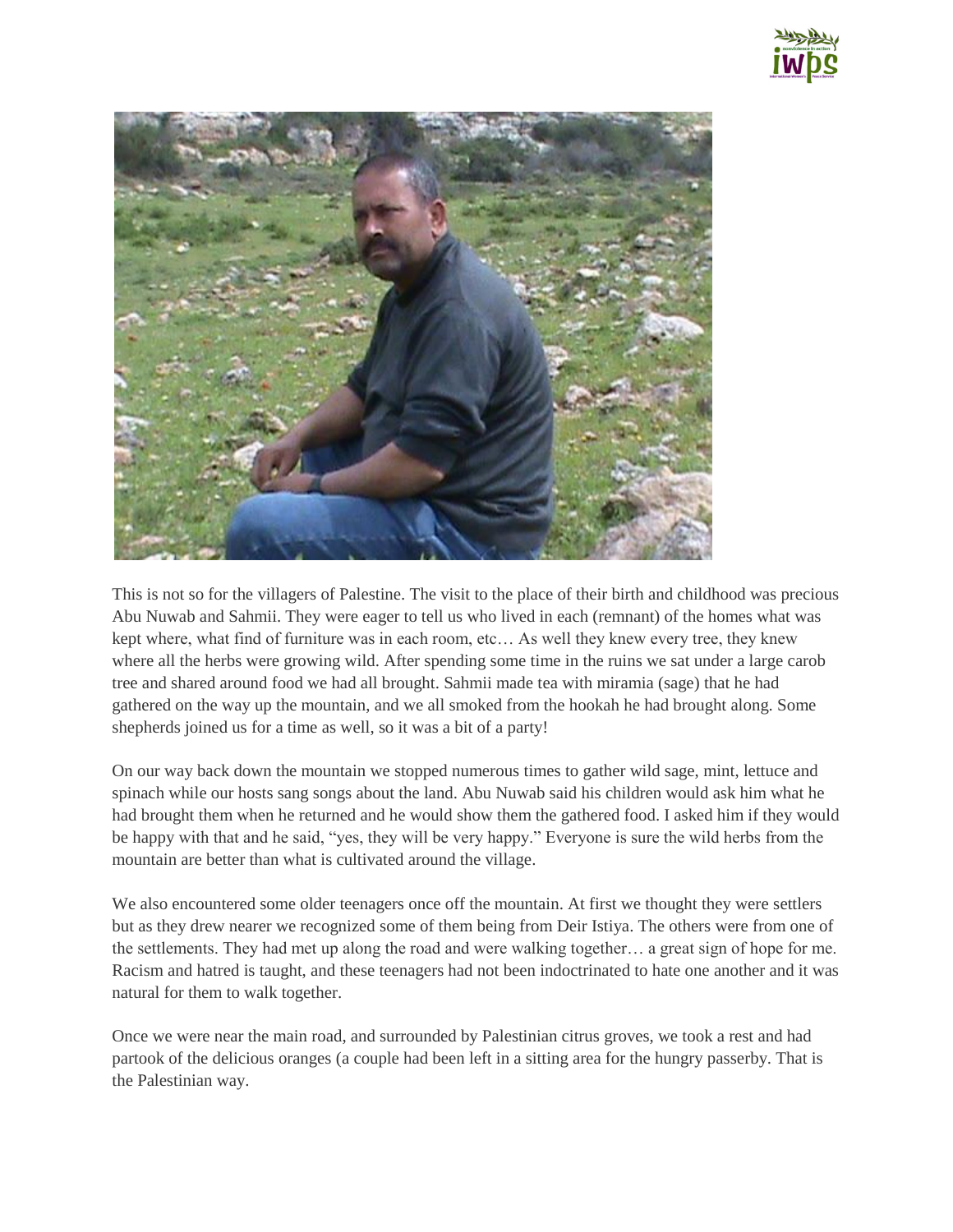This is not so for the villagers of Palestine. The visit to the place of their birth and childhood was precious Abu Nuwab and Sahmii. They were eager to tell us who lived in each (remnant) of the homes what was kept where, what find of furniture was in each room, etc… As well they knew every tree, they knew where all the herbs were growing wild. After spending some time in the ruins we sat under a large carob tree and shared around food we had all brought. Sahmii made tea with miramia (sage) that he had gathered on the way up the mountain, and we all smoked from the hookah he had brought along. Some shepherds joined us for a time as well, so it was a bit of a party!

On our way back down the mountain we stopped numerous times to gather wild sage, mint, lettuce and spinach while our hosts sang songs about the land. Abu Nuwab said his children would ask him what he had brought them when he returned and he would show them the gathered food. I asked him if they would be happy with that and he said, "yes, they will be very happy." Everyone is sure the wild herbs from the mountain are better than what is cultivated around the village.

We also encountered some older teenagers once off the mountain. At first we thought they were settlers but as they drew nearer we recognized some of them being from Deir Istiya. The others were from one of the settlements. They had met up along the road and were walking together… a great sign of hope for me. Racism and hatred is taught, and these teenagers had not been indoctrinated to hate one another and it was natural for them to walk together.

Once we were near the main road, and surrounded by Palestinian citrus groves, we took a rest and had partook of the delicious oranges (a couple had been left in a sitting area for the hungry passerby. That is the Palestinian way.